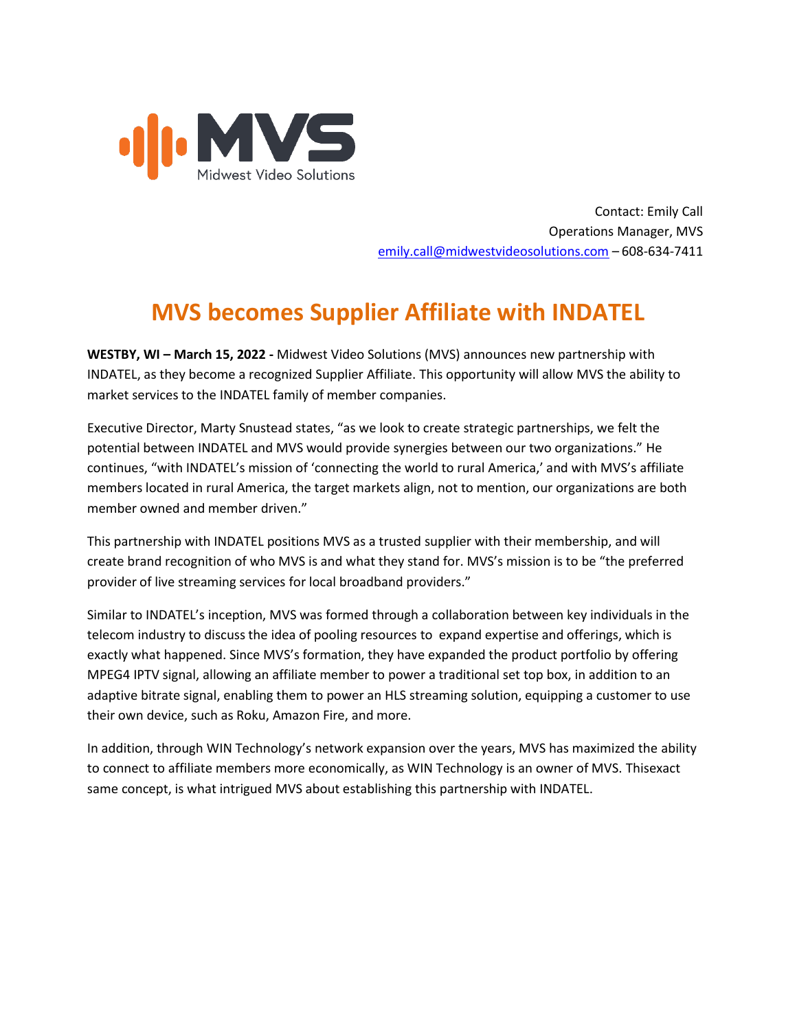MVS
Midwest Video Solutions

Contact: Emily Call
Operations Manager, MVS
emily.call@midwestvideosolutions.com – 608-634-7411

# MVS becomes Supplier Affiliate with INDATEL

**WESTBY, WI – March 15, 2022 -** Midwest Video Solutions (MVS) announces new partnership with INDATEL, as they become a recognized Supplier Affiliate. This opportunity will allow MVS the ability to market services to the INDATEL family of member companies.

Executive Director, Marty Snustead states, "as we look to create strategic partnerships, we felt the potential between INDATEL and MVS would provide synergies between our two organizations." He continues, "with INDATEL's mission of 'connecting the world to rural America,' and with MVS's affiliate members located in rural America, the target markets align, not to mention, our organizations are both member owned and member driven."

This partnership with INDATEL positions MVS as a trusted supplier with their membership, and will create brand recognition of who MVS is and what they stand for. MVS's mission is to be "the preferred provider of live streaming services for local broadband providers."

Similar to INDATEL's inception, MVS was formed through a collaboration between key individuals in the telecom industry to discuss the idea of pooling resources to expand expertise and offerings, which is exactly what happened. Since MVS's formation, they have expanded the product portfolio by offering MPEG4 IPTV signal, allowing an affiliate member to power a traditional set top box, in addition to an adaptive bitrate signal, enabling them to power an HLS streaming solution, equipping a customer to use their own device, such as Roku, Amazon Fire, and more.

In addition, through WIN Technology's network expansion over the years, MVS has maximized the ability to connect to affiliate members more economically, as WIN Technology is an owner of MVS. Thisexact same concept, is what intrigued MVS about establishing this partnership with INDATEL.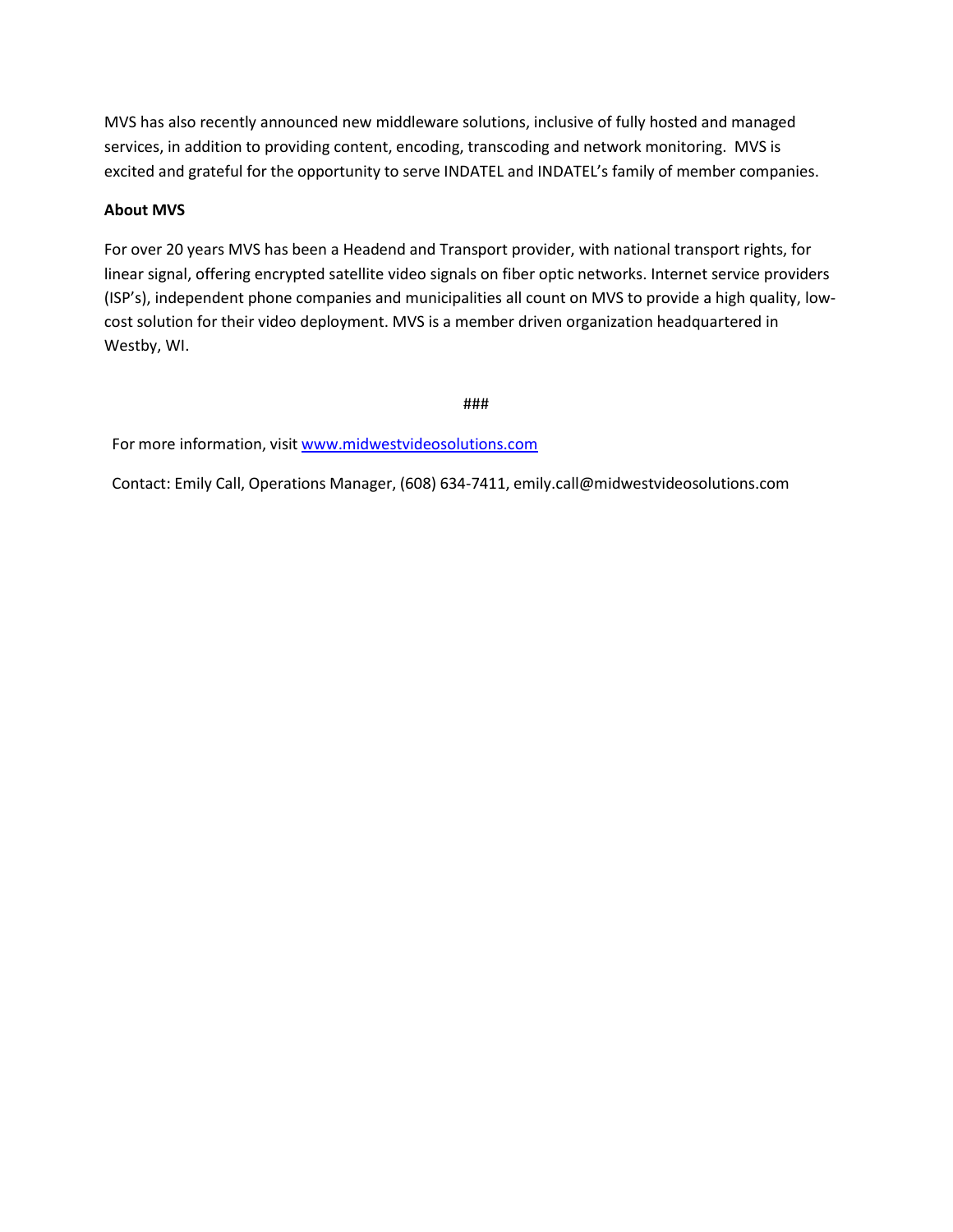MVS has also recently announced new middleware solutions, inclusive of fully hosted and managed services, in addition to providing content, encoding, transcoding and network monitoring. MVS is excited and grateful for the opportunity to serve INDATEL and INDATEL's family of member companies.

**About MVS**

For over 20 years MVS has been a Headend and Transport provider, with national transport rights, for linear signal, offering encrypted satellite video signals on fiber optic networks. Internet service providers (ISP's), independent phone companies and municipalities all count on MVS to provide a high quality, low-cost solution for their video deployment. MVS is a member driven organization headquartered in Westby, WI.

###

For more information, visit [www.midwestvideosolutions.com](http://www.midwestvideosolutions.com)

Contact: Emily Call, Operations Manager, (608) 634-7411, emily.call@midwestvideosolutions.com